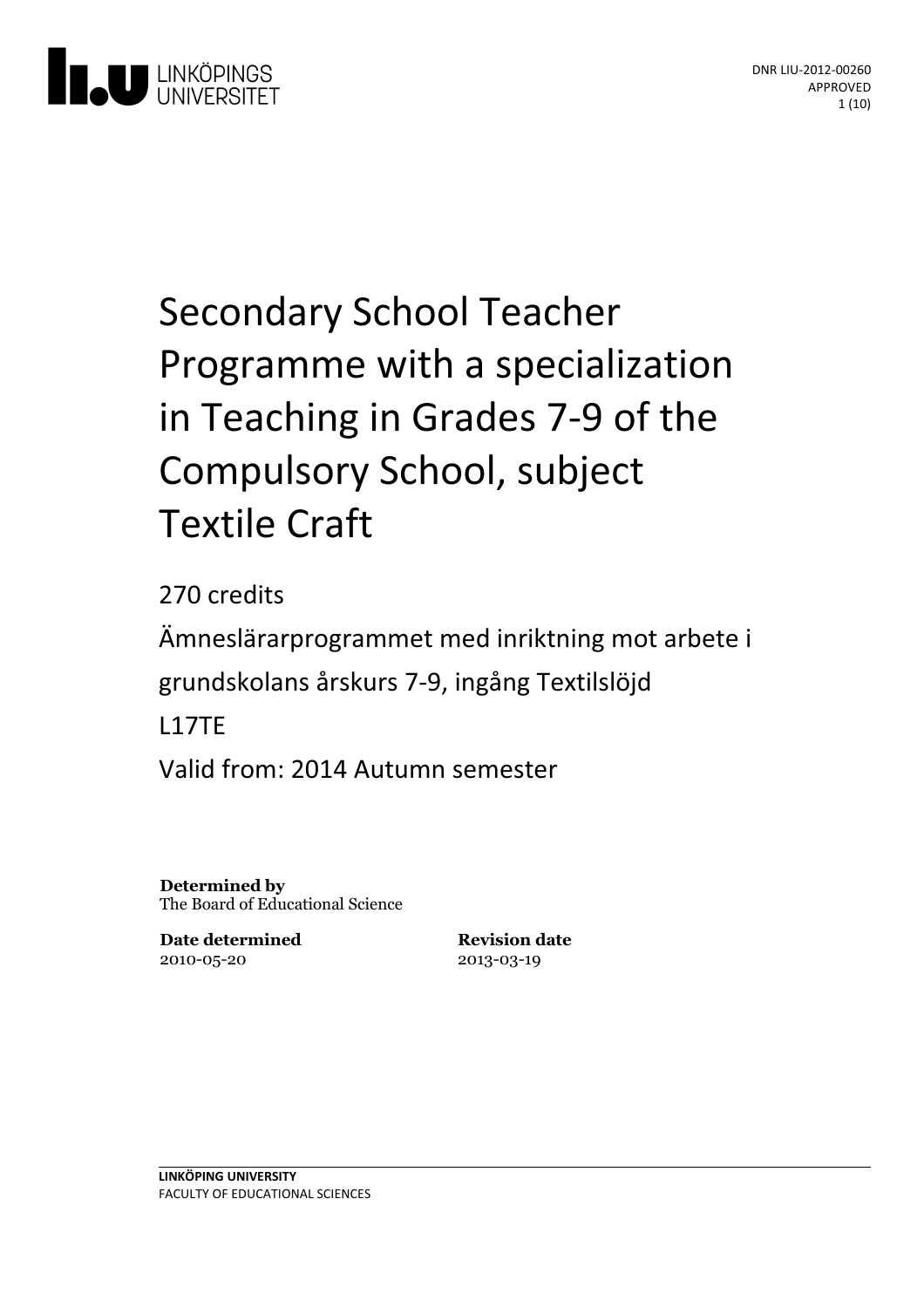LINKÖPINGS UNIVERSITET

DNR LIU-2012-00260
APPROVED

# Secondary School Teacher Programme with a specialization in Teaching in Grades 7-9 of the Compulsory School, subject Textile Craft

270 credits

Ämneslärarprogrammet med inriktning mot arbete i grundskolans årskurs 7-9, ingång Textilslöjd

L17TE

Valid from: 2014 Autumn semester

**Determined by**
The Board of Educational Science

**Date determined**
2010-05-20

**Revision date**
2013-03-19

**LINKÖPING UNIVERSITY**
FACULTY OF EDUCATIONAL SCIENCES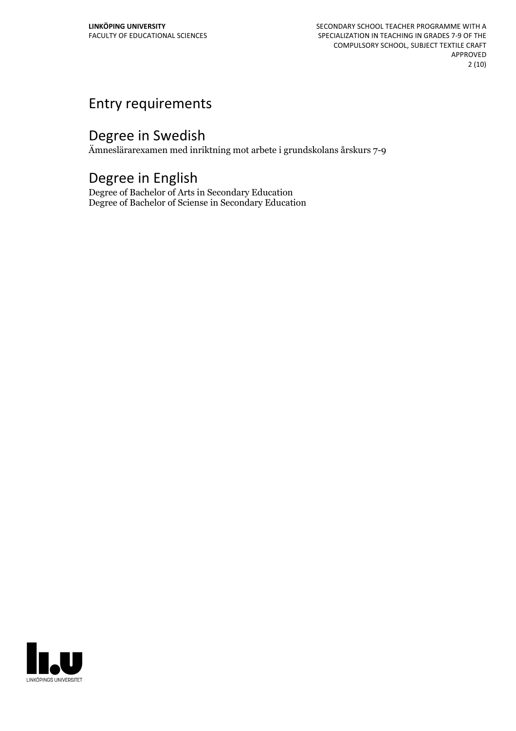## Entry requirements

## Degree in Swedish

Ämneslärarexamen med inriktning mot arbete i grundskolans årskurs 7-9

## Degree in English

Degree of Bachelor of Arts in Secondary Education
Degree of Bachelor of Sciense in Secondary Education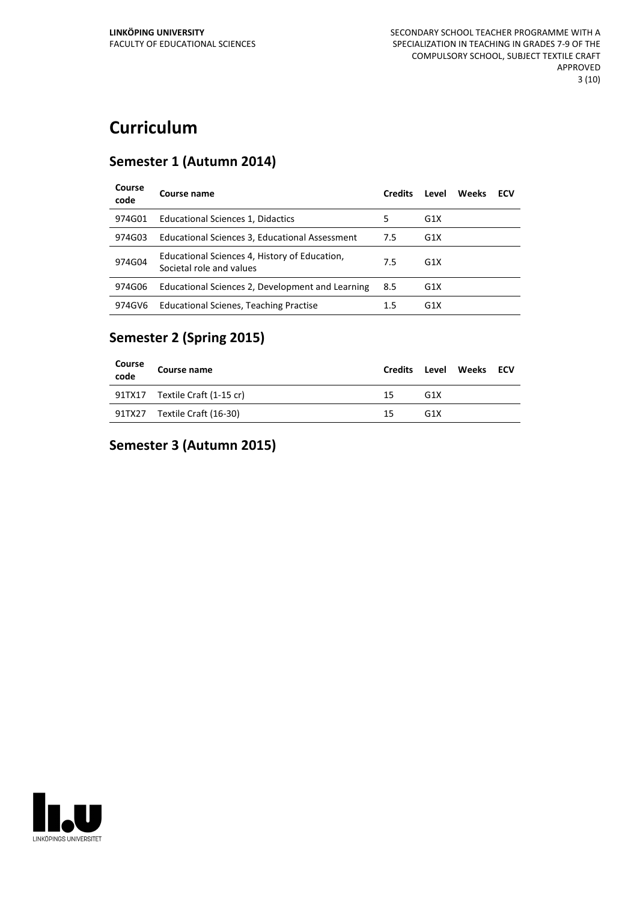# Curriculum

## Semester 1 (Autumn 2014)

| Course code | Course name | Credits | Level | Weeks | ECV |
|---|---|---|---|---|---|
| 974G01 | Educational Sciences 1, Didactics | 5 | G1X | | |
| 974G03 | Educational Sciences 3, Educational Assessment | 7.5 | G1X | | |
| 974G04 | Educational Sciences 4, History of Education, Societal role and values | 7.5 | G1X | | |
| 974G06 | Educational Sciences 2, Development and Learning | 8.5 | G1X | | |
| 974GV6 | Educational Scienes, Teaching Practise | 1.5 | G1X | | |

## Semester 2 (Spring 2015)

| Course code | Course name | Credits | Level | Weeks | ECV |
|---|---|---|---|---|---|
| 91TX17 | Textile Craft (1-15 cr) | 15 | G1X | | |
| 91TX27 | Textile Craft (16-30) | 15 | G1X | | |

## Semester 3 (Autumn 2015)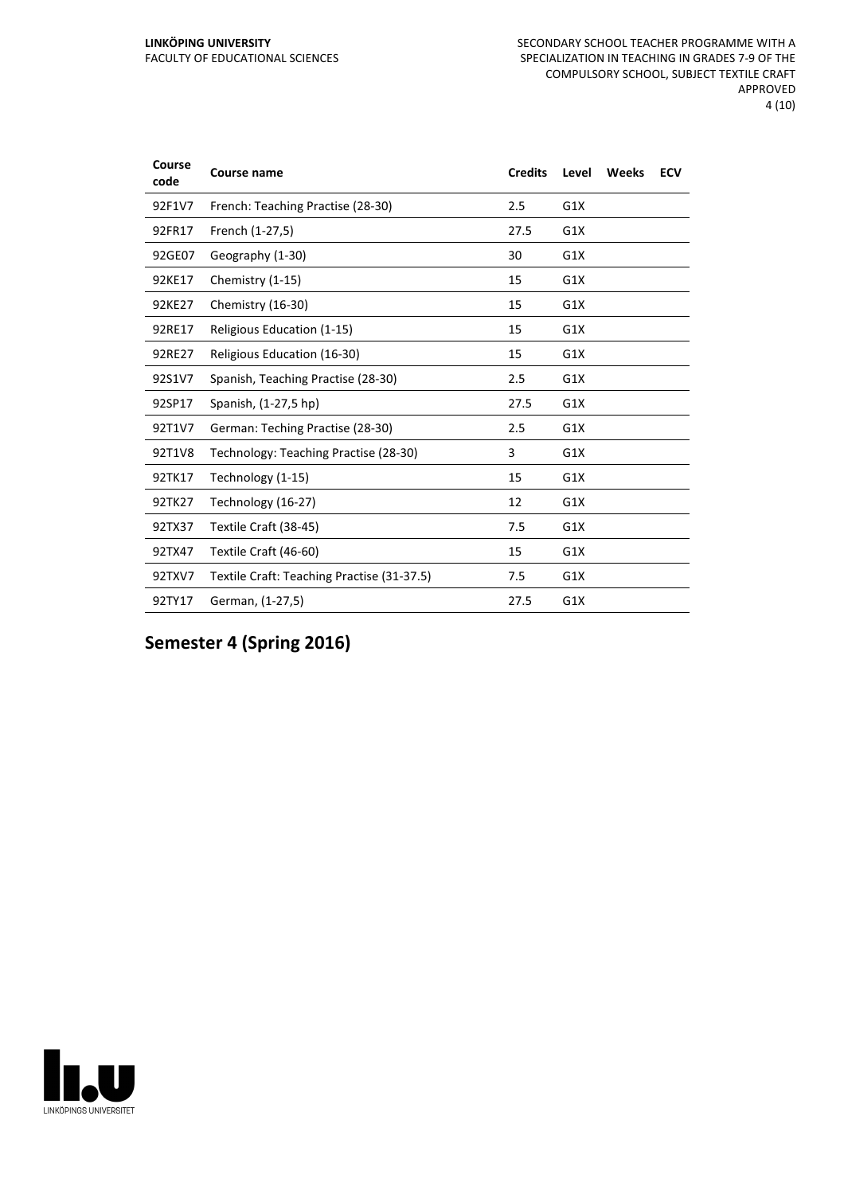| Course code | Course name | Credits | Level | Weeks | ECV |
|---|---|---|---|---|---|
| 92F1V7 | French: Teaching Practise (28-30) | 2.5 | G1X | | |
| 92FR17 | French (1-27,5) | 27.5 | G1X | | |
| 92GE07 | Geography (1-30) | 30 | G1X | | |
| 92KE17 | Chemistry (1-15) | 15 | G1X | | |
| 92KE27 | Chemistry (16-30) | 15 | G1X | | |
| 92RE17 | Religious Education (1-15) | 15 | G1X | | |
| 92RE27 | Religious Education (16-30) | 15 | G1X | | |
| 92S1V7 | Spanish, Teaching Practise (28-30) | 2.5 | G1X | | |
| 92SP17 | Spanish, (1-27,5 hp) | 27.5 | G1X | | |
| 92T1V7 | German: Teching Practise (28-30) | 2.5 | G1X | | |
| 92T1V8 | Technology: Teaching Practise (28-30) | 3 | G1X | | |
| 92TK17 | Technology (1-15) | 15 | G1X | | |
| 92TK27 | Technology (16-27) | 12 | G1X | | |
| 92TX37 | Textile Craft (38-45) | 7.5 | G1X | | |
| 92TX47 | Textile Craft (46-60) | 15 | G1X | | |
| 92TXV7 | Textile Craft: Teaching Practise (31-37.5) | 7.5 | G1X | | |
| 92TY17 | German, (1-27,5) | 27.5 | G1X | | |

## Semester 4 (Spring 2016)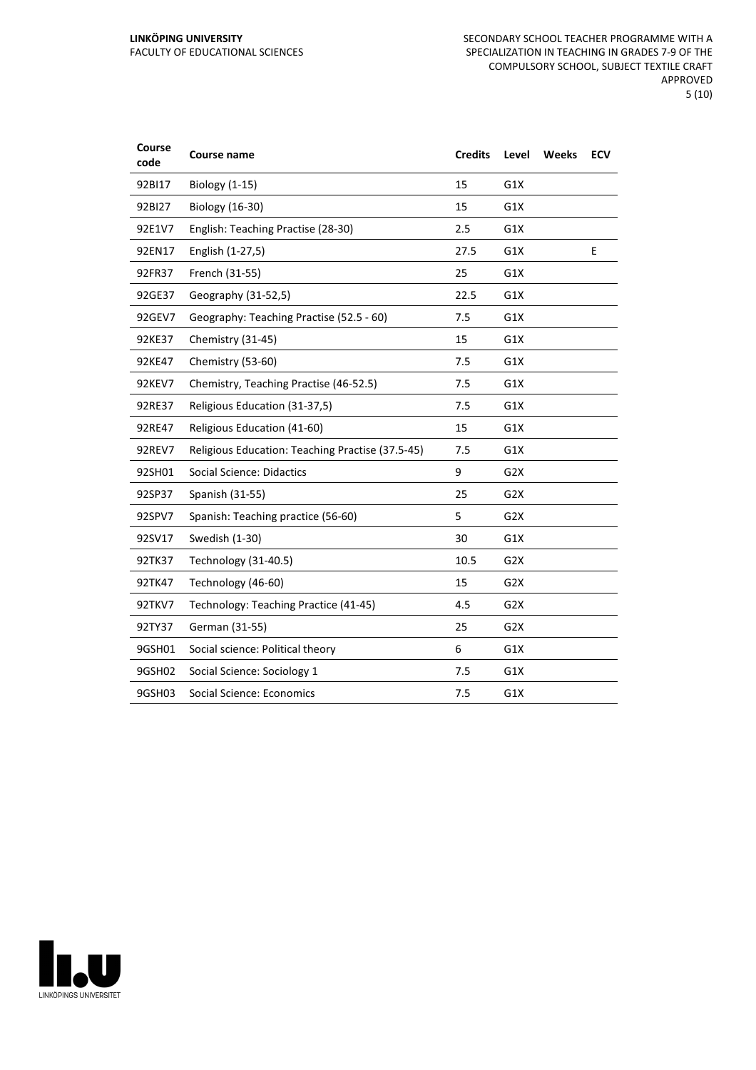| Course code | Course name | Credits | Level | Weeks | ECV |
|---|---|---|---|---|---|
| 92BI17 | Biology (1-15) | 15 | G1X | | |
| 92BI27 | Biology (16-30) | 15 | G1X | | |
| 92E1V7 | English: Teaching Practise (28-30) | 2.5 | G1X | | |
| 92EN17 | English (1-27,5) | 27.5 | G1X | | E |
| 92FR37 | French (31-55) | 25 | G1X | | |
| 92GE37 | Geography (31-52,5) | 22.5 | G1X | | |
| 92GEV7 | Geography: Teaching Practise (52.5 - 60) | 7.5 | G1X | | |
| 92KE37 | Chemistry (31-45) | 15 | G1X | | |
| 92KE47 | Chemistry (53-60) | 7.5 | G1X | | |
| 92KEV7 | Chemistry, Teaching Practise (46-52.5) | 7.5 | G1X | | |
| 92RE37 | Religious Education (31-37,5) | 7.5 | G1X | | |
| 92RE47 | Religious Education (41-60) | 15 | G1X | | |
| 92REV7 | Religious Education: Teaching Practise (37.5-45) | 7.5 | G1X | | |
| 92SH01 | Social Science: Didactics | 9 | G2X | | |
| 92SP37 | Spanish (31-55) | 25 | G2X | | |
| 92SPV7 | Spanish: Teaching practice (56-60) | 5 | G2X | | |
| 92SV17 | Swedish (1-30) | 30 | G1X | | |
| 92TK37 | Technology (31-40.5) | 10.5 | G2X | | |
| 92TK47 | Technology (46-60) | 15 | G2X | | |
| 92TKV7 | Technology: Teaching Practice (41-45) | 4.5 | G2X | | |
| 92TY37 | German (31-55) | 25 | G2X | | |
| 9GSH01 | Social science: Political theory | 6 | G1X | | |
| 9GSH02 | Social Science: Sociology 1 | 7.5 | G1X | | |
| 9GSH03 | Social Science: Economics | 7.5 | G1X | | |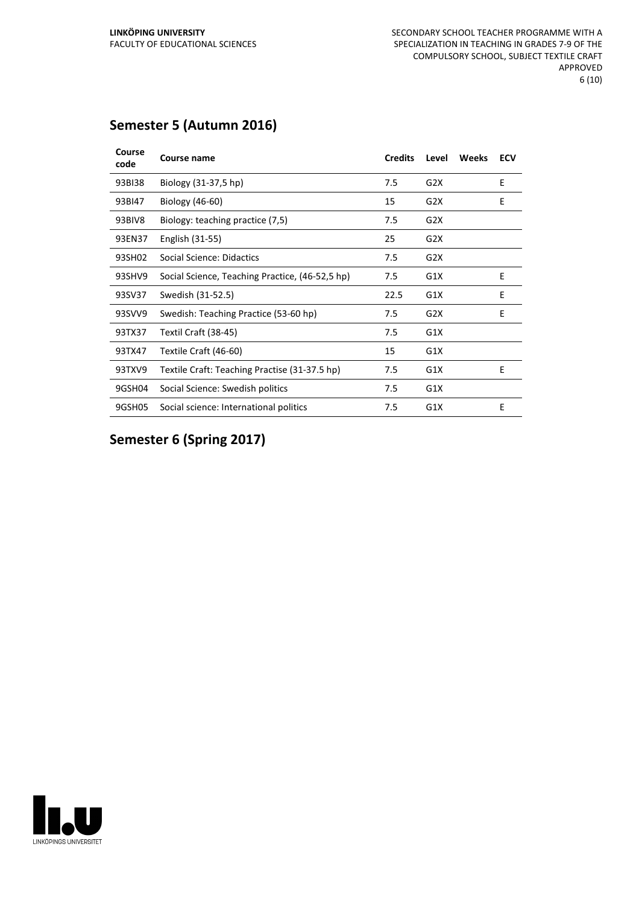## Semester 5 (Autumn 2016)

| Course code | Course name | Credits | Level | Weeks | ECV |
|---|---|---|---|---|---|
| 93BI38 | Biology (31-37,5 hp) | 7.5 | G2X | | E |
| 93BI47 | Biology (46-60) | 15 | G2X | | E |
| 93BIV8 | Biology: teaching practice (7,5) | 7.5 | G2X | | |
| 93EN37 | English (31-55) | 25 | G2X | | |
| 93SH02 | Social Science: Didactics | 7.5 | G2X | | |
| 93SHV9 | Social Science, Teaching Practice, (46-52,5 hp) | 7.5 | G1X | | E |
| 93SV37 | Swedish (31-52.5) | 22.5 | G1X | | E |
| 93SVV9 | Swedish: Teaching Practice (53-60 hp) | 7.5 | G2X | | E |
| 93TX37 | Textil Craft (38-45) | 7.5 | G1X | | |
| 93TX47 | Textile Craft (46-60) | 15 | G1X | | |
| 93TXV9 | Textile Craft: Teaching Practise (31-37.5 hp) | 7.5 | G1X | | E |
| 9GSH04 | Social Science: Swedish politics | 7.5 | G1X | | |
| 9GSH05 | Social science: International politics | 7.5 | G1X | | E |

## Semester 6 (Spring 2017)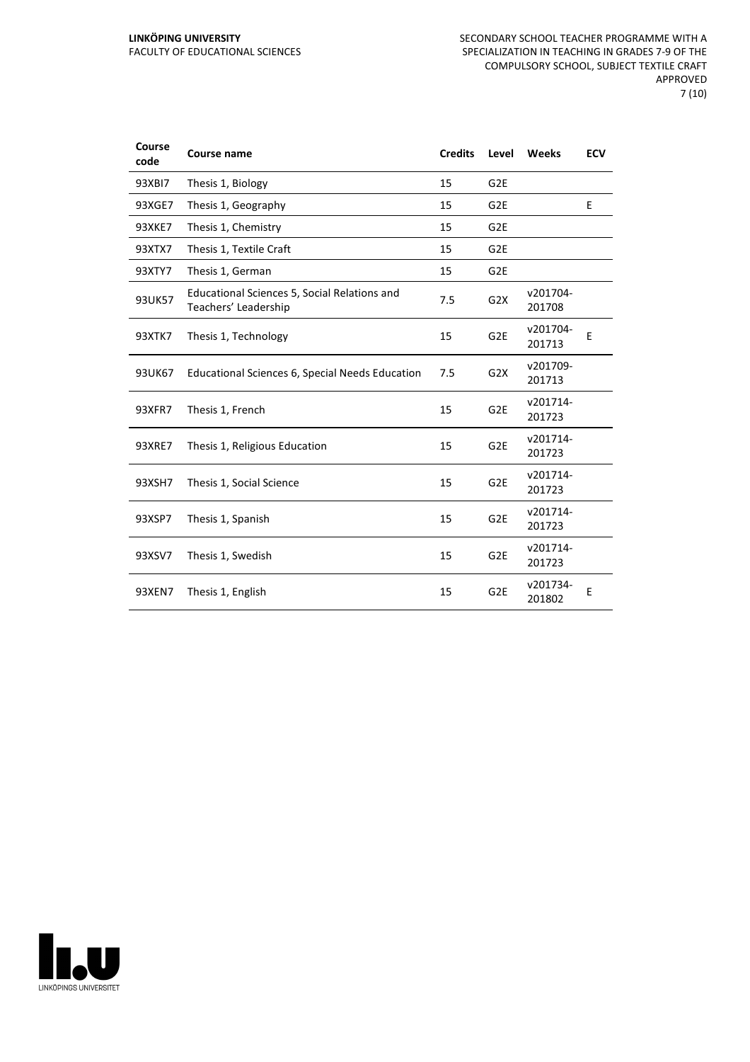| Course code | Course name | Credits | Level | Weeks | ECV |
|---|---|---|---|---|---|
| 93XBI7 | Thesis 1, Biology | 15 | G2E | | |
| 93XGE7 | Thesis 1, Geography | 15 | G2E | | E |
| 93XKE7 | Thesis 1, Chemistry | 15 | G2E | | |
| 93XTX7 | Thesis 1, Textile Craft | 15 | G2E | | |
| 93XTY7 | Thesis 1, German | 15 | G2E | | |
| 93UK57 | Educational Sciences 5, Social Relations and Teachers' Leadership | 7.5 | G2X | v201704-201708 | |
| 93XTK7 | Thesis 1, Technology | 15 | G2E | v201704-201713 | E |
| 93UK67 | Educational Sciences 6, Special Needs Education | 7.5 | G2X | v201709-201713 | |
| 93XFR7 | Thesis 1, French | 15 | G2E | v201714-201723 | |
| 93XRE7 | Thesis 1, Religious Education | 15 | G2E | v201714-201723 | |
| 93XSH7 | Thesis 1, Social Science | 15 | G2E | v201714-201723 | |
| 93XSP7 | Thesis 1, Spanish | 15 | G2E | v201714-201723 | |
| 93XSV7 | Thesis 1, Swedish | 15 | G2E | v201714-201723 | |
| 93XEN7 | Thesis 1, English | 15 | G2E | v201734-201802 | E |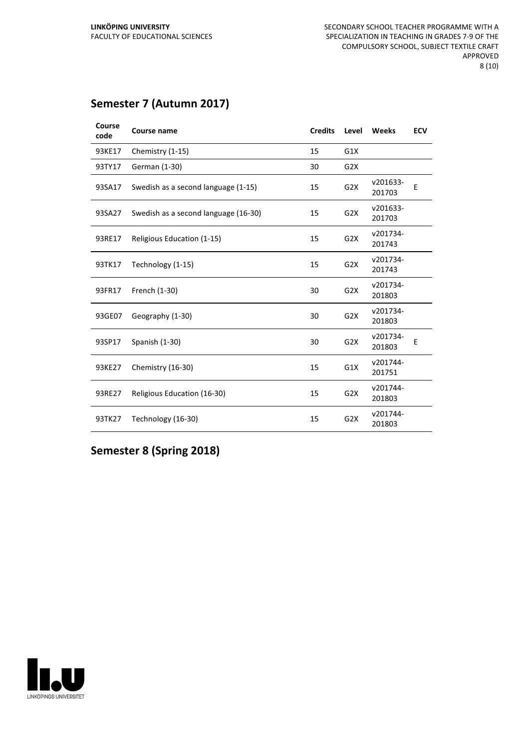## Semester 7 (Autumn 2017)

| Course code | Course name | Credits | Level | Weeks | ECV |
|---|---|---|---|---|---|
| 93KE17 | Chemistry (1-15) | 15 | G1X | | |
| 93TY17 | German (1-30) | 30 | G2X | | |
| 93SA17 | Swedish as a second language (1-15) | 15 | G2X | v201633-201703 | E |
| 93SA27 | Swedish as a second language (16-30) | 15 | G2X | v201633-201703 | |
| 93RE17 | Religious Education (1-15) | 15 | G2X | v201734-201743 | |
| 93TK17 | Technology (1-15) | 15 | G2X | v201734-201743 | |
| 93FR17 | French (1-30) | 30 | G2X | v201734-201803 | |
| 93GE07 | Geography (1-30) | 30 | G2X | v201734-201803 | |
| 93SP17 | Spanish (1-30) | 30 | G2X | v201734-201803 | E |
| 93KE27 | Chemistry (16-30) | 15 | G1X | v201744-201751 | |
| 93RE27 | Religious Education (16-30) | 15 | G2X | v201744-201803 | |
| 93TK27 | Technology (16-30) | 15 | G2X | v201744-201803 | |

## Semester 8 (Spring 2018)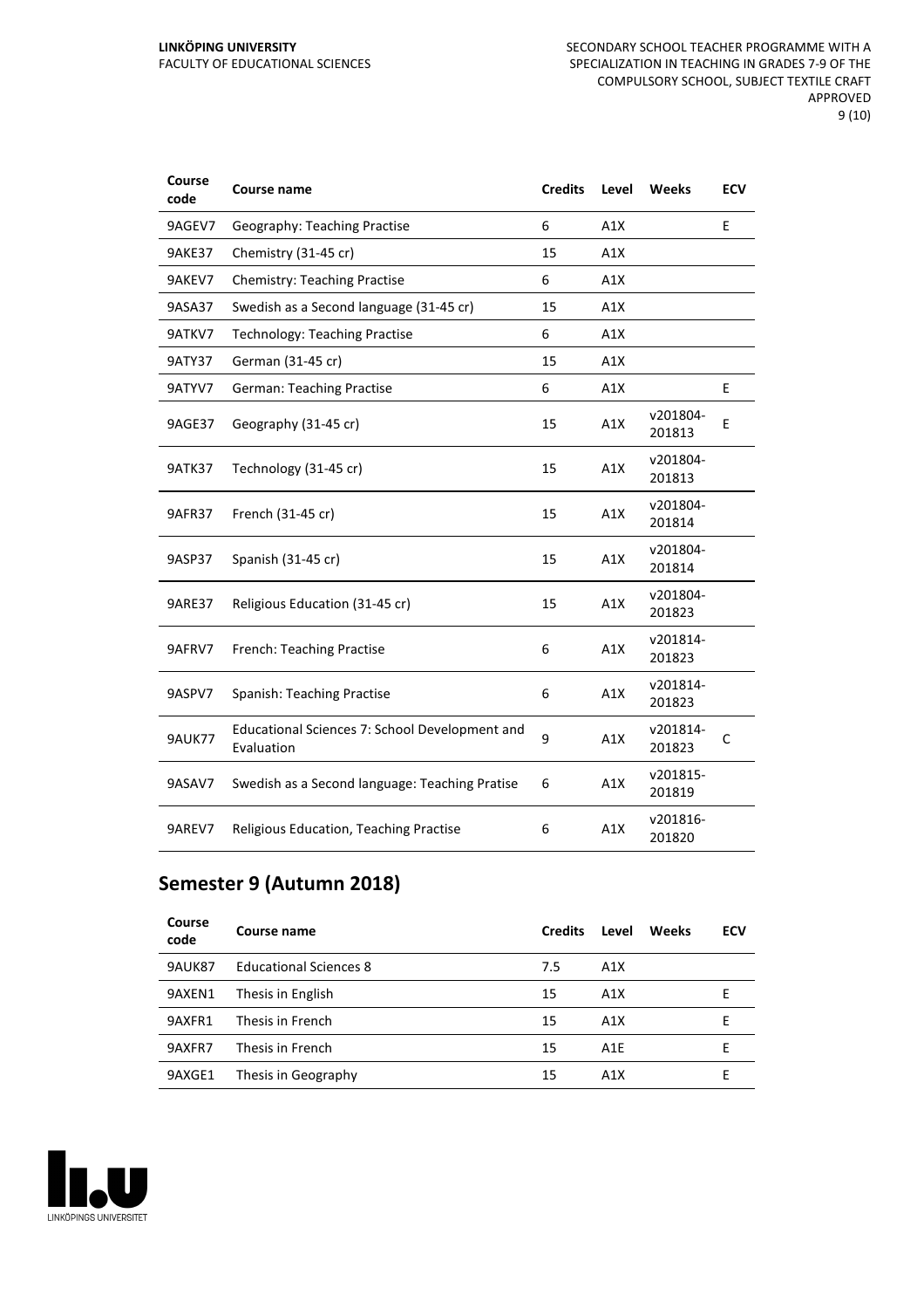| Course code | Course name | Credits | Level | Weeks | ECV |
|---|---|---|---|---|---|
| 9AGEV7 | Geography: Teaching Practise | 6 | A1X | | E |
| 9AKE37 | Chemistry (31-45 cr) | 15 | A1X | | |
| 9AKEV7 | Chemistry: Teaching Practise | 6 | A1X | | |
| 9ASA37 | Swedish as a Second language (31-45 cr) | 15 | A1X | | |
| 9ATKV7 | Technology: Teaching Practise | 6 | A1X | | |
| 9ATY37 | German (31-45 cr) | 15 | A1X | | |
| 9ATYV7 | German: Teaching Practise | 6 | A1X | | E |
| 9AGE37 | Geography (31-45 cr) | 15 | A1X | v201804-201813 | E |
| 9ATK37 | Technology (31-45 cr) | 15 | A1X | v201804-201813 | |
| 9AFR37 | French (31-45 cr) | 15 | A1X | v201804-201814 | |
| 9ASP37 | Spanish (31-45 cr) | 15 | A1X | v201804-201814 | |
| 9ARE37 | Religious Education (31-45 cr) | 15 | A1X | v201804-201823 | |
| 9AFRV7 | French: Teaching Practise | 6 | A1X | v201814-201823 | |
| 9ASPV7 | Spanish: Teaching Practise | 6 | A1X | v201814-201823 | |
| 9AUK77 | Educational Sciences 7: School Development and Evaluation | 9 | A1X | v201814-201823 | C |
| 9ASAV7 | Swedish as a Second language: Teaching Pratise | 6 | A1X | v201815-201819 | |
| 9AREV7 | Religious Education, Teaching Practise | 6 | A1X | v201816-201820 | |

## Semester 9 (Autumn 2018)

| Course code | Course name | Credits | Level | Weeks | ECV |
|---|---|---|---|---|---|
| 9AUK87 | Educational Sciences 8 | 7.5 | A1X | | |
| 9AXEN1 | Thesis in English | 15 | A1X | | E |
| 9AXFR1 | Thesis in French | 15 | A1X | | E |
| 9AXFR7 | Thesis in French | 15 | A1E | | E |
| 9AXGE1 | Thesis in Geography | 15 | A1X | | E |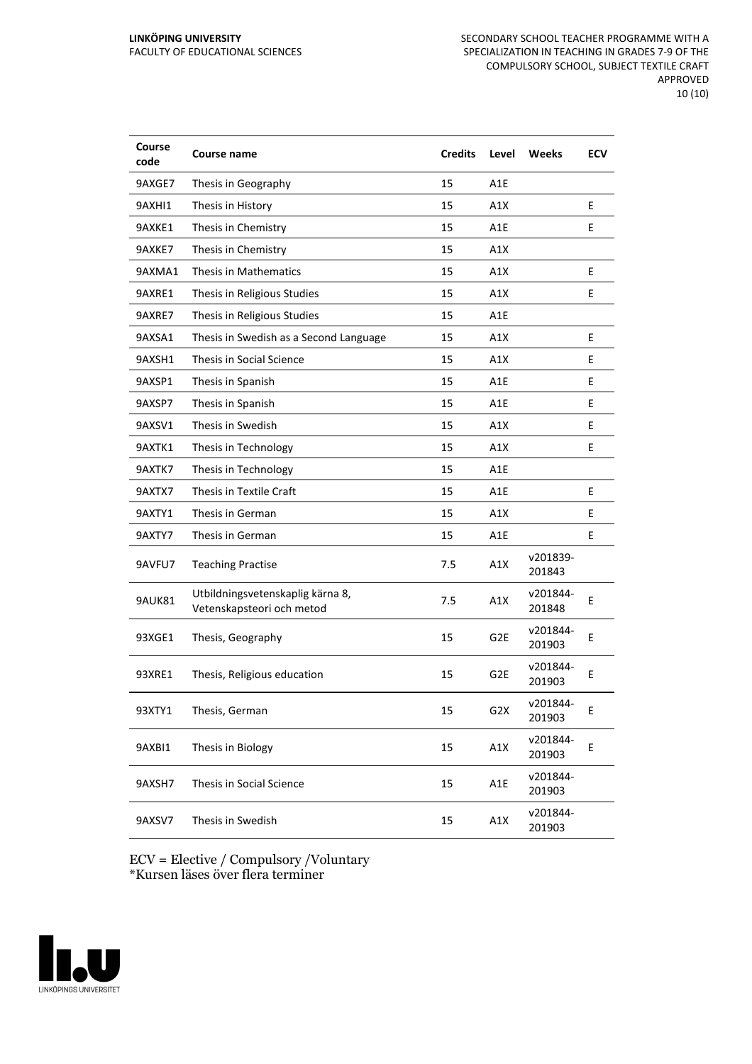| Course code | Course name | Credits | Level | Weeks | ECV |
|---|---|---|---|---|---|
| 9AXGE7 | Thesis in Geography | 15 | A1E | | |
| 9AXHI1 | Thesis in History | 15 | A1X | | E |
| 9AXKE1 | Thesis in Chemistry | 15 | A1E | | E |
| 9AXKE7 | Thesis in Chemistry | 15 | A1X | | |
| 9AXMA1 | Thesis in Mathematics | 15 | A1X | | E |
| 9AXRE1 | Thesis in Religious Studies | 15 | A1X | | E |
| 9AXRE7 | Thesis in Religious Studies | 15 | A1E | | |
| 9AXSA1 | Thesis in Swedish as a Second Language | 15 | A1X | | E |
| 9AXSH1 | Thesis in Social Science | 15 | A1X | | E |
| 9AXSP1 | Thesis in Spanish | 15 | A1E | | E |
| 9AXSP7 | Thesis in Spanish | 15 | A1E | | E |
| 9AXSV1 | Thesis in Swedish | 15 | A1X | | E |
| 9AXTK1 | Thesis in Technology | 15 | A1X | | E |
| 9AXTK7 | Thesis in Technology | 15 | A1E | | |
| 9AXTX7 | Thesis in Textile Craft | 15 | A1E | | E |
| 9AXTY1 | Thesis in German | 15 | A1X | | E |
| 9AXTY7 | Thesis in German | 15 | A1E | | E |
| 9AVFU7 | Teaching Practise | 7.5 | A1X | v201839-201843 | |
| 9AUK81 | Utbildningsvetenskaplig kärna 8, Vetenskapsteori och metod | 7.5 | A1X | v201844-201848 | E |
| 93XGE1 | Thesis, Geography | 15 | G2E | v201844-201903 | E |
| 93XRE1 | Thesis, Religious education | 15 | G2E | v201844-201903 | E |
| 93XTY1 | Thesis, German | 15 | G2X | v201844-201903 | E |
| 9AXBI1 | Thesis in Biology | 15 | A1X | v201844-201903 | E |
| 9AXSH7 | Thesis in Social Science | 15 | A1E | v201844-201903 | |
| 9AXSV7 | Thesis in Swedish | 15 | A1X | v201844-201903 | |

ECV = Elective / Compulsory /Voluntary
*Kursen läses över flera terminer